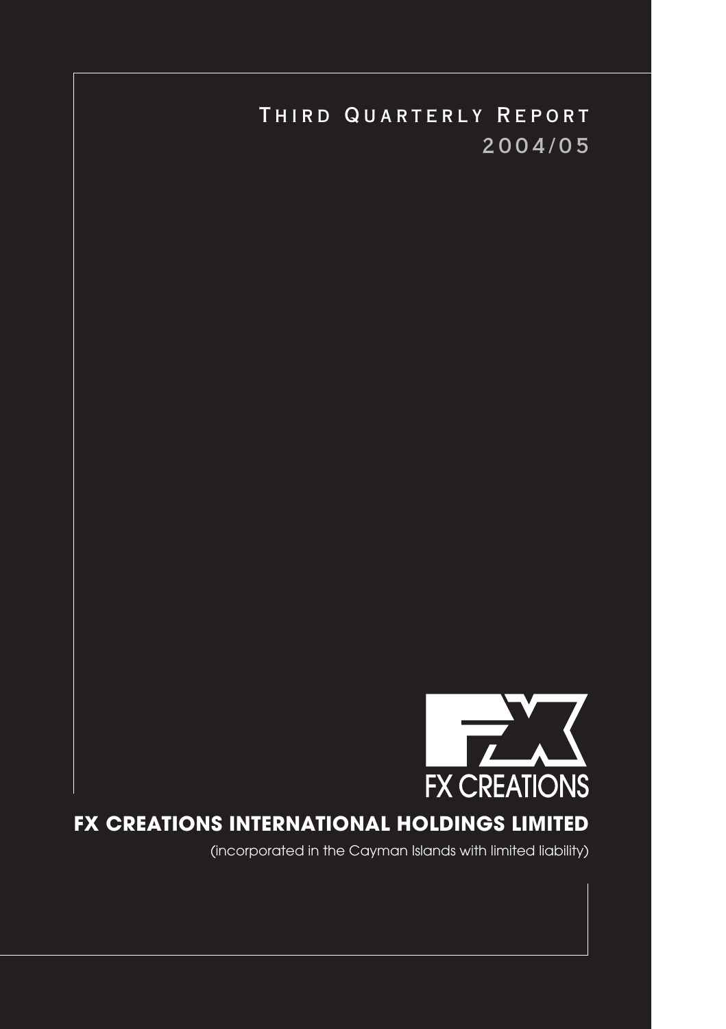# THIRD QUARTERLY REPORT

## 2004/05

FX CREATIONS

# FX CREATIONS INTERNATIONAL HOLDINGS LIMITED

(incorporated in the Cayman Islands with limited liability)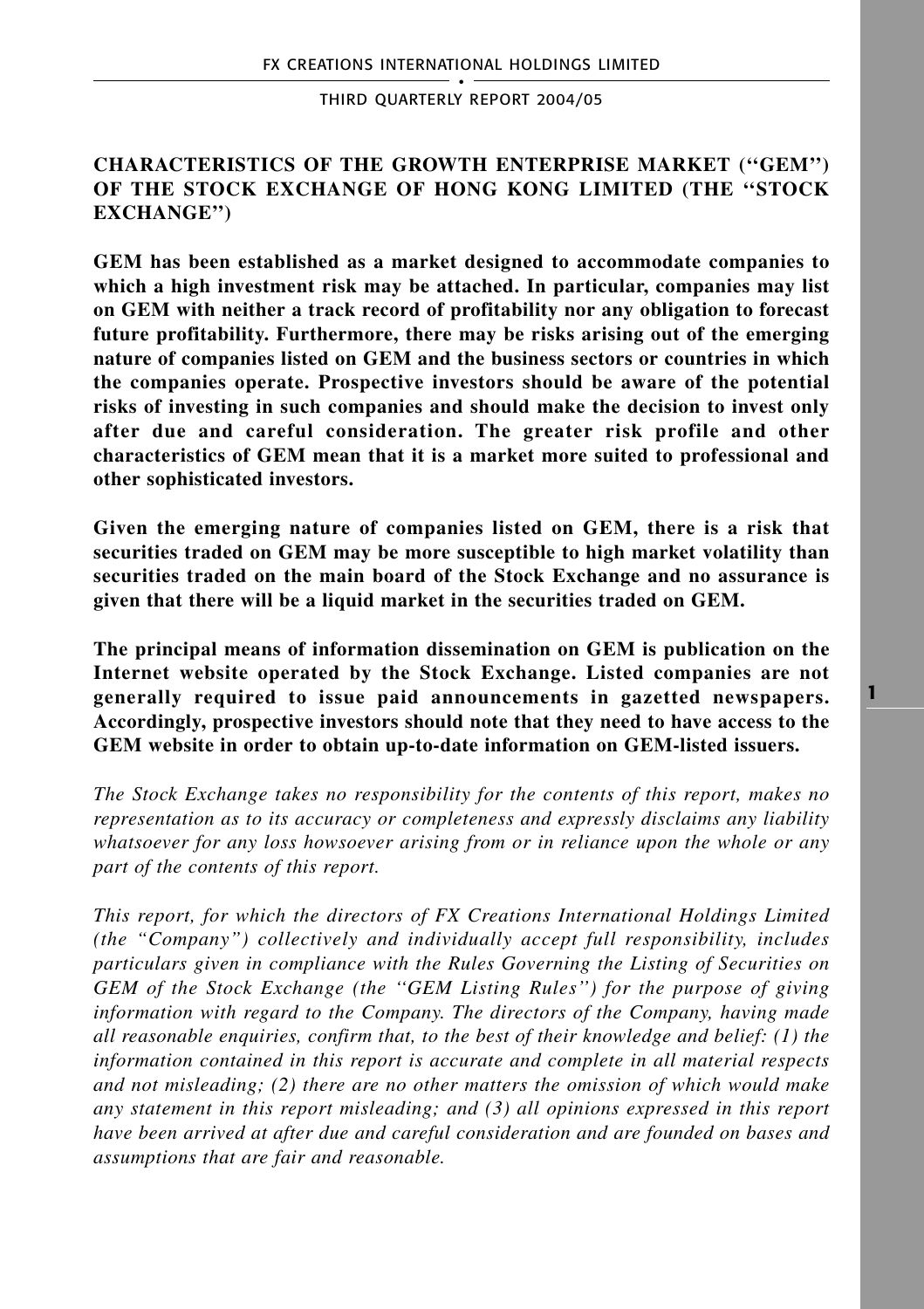## CHARACTERISTICS OF THE GROWTH ENTERPRISE MARKET ("GEM") OF THE STOCK EXCHANGE OF HONG KONG LIMITED (THE "STOCK EXCHANGE")

**GEM has been established as a market designed to accommodate companies to which a high investment risk may be attached. In particular, companies may list on GEM with neither a track record of profitability nor any obligation to forecast future profitability. Furthermore, there may be risks arising out of the emerging nature of companies listed on GEM and the business sectors or countries in which the companies operate. Prospective investors should be aware of the potential risks of investing in such companies and should make the decision to invest only after due and careful consideration. The greater risk profile and other characteristics of GEM mean that it is a market more suited to professional and other sophisticated investors.**

**Given the emerging nature of companies listed on GEM, there is a risk that securities traded on GEM may be more susceptible to high market volatility than securities traded on the main board of the Stock Exchange and no assurance is given that there will be a liquid market in the securities traded on GEM.**

**The principal means of information dissemination on GEM is publication on the Internet website operated by the Stock Exchange. Listed companies are not generally required to issue paid announcements in gazetted newspapers. Accordingly, prospective investors should note that they need to have access to the GEM website in order to obtain up-to-date information on GEM-listed issuers.**

*The Stock Exchange takes no responsibility for the contents of this report, makes no representation as to its accuracy or completeness and expressly disclaims any liability whatsoever for any loss howsoever arising from or in reliance upon the whole or any part of the contents of this report.*

*This report, for which the directors of FX Creations International Holdings Limited (the "Company") collectively and individually accept full responsibility, includes particulars given in compliance with the Rules Governing the Listing of Securities on GEM of the Stock Exchange (the "GEM Listing Rules") for the purpose of giving information with regard to the Company. The directors of the Company, having made all reasonable enquiries, confirm that, to the best of their knowledge and belief: (1) the information contained in this report is accurate and complete in all material respects and not misleading; (2) there are no other matters the omission of which would make any statement in this report misleading; and (3) all opinions expressed in this report have been arrived at after due and careful consideration and are founded on bases and assumptions that are fair and reasonable.*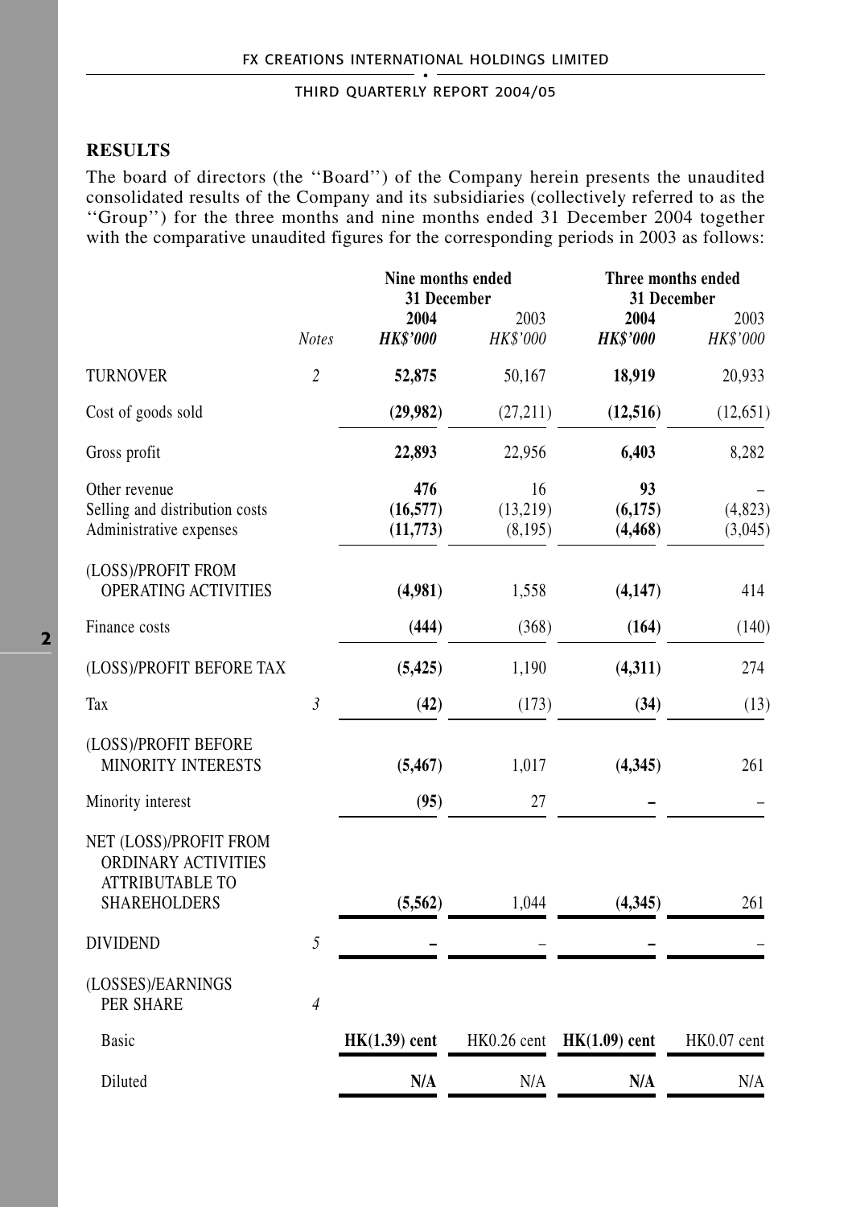## RESULTS

The board of directors (the ''Board'') of the Company herein presents the unaudited consolidated results of the Company and its subsidiaries (collectively referred to as the ''Group'') for the three months and nine months ended 31 December 2004 together with the comparative unaudited figures for the corresponding periods in 2003 as follows:

| | | Nine months ended 31 December | | Three months ended 31 December | |
|---|---|---|---|---|---|
| | *Notes* | **2004** *HK$'000* | 2003 *HK$'000* | **2004** *HK$'000* | 2003 *HK$'000* |
| TURNOVER | *2* | **52,875** | 50,167 | **18,919** | 20,933 |
| Cost of goods sold | | **(29,982)** | (27,211) | **(12,516)** | (12,651) |
| Gross profit | | **22,893** | 22,956 | **6,403** | 8,282 |
| Other revenue | | **476** | 16 | **93** | – |
| Selling and distribution costs | | **(16,577)** | (13,219) | **(6,175)** | (4,823) |
| Administrative expenses | | **(11,773)** | (8,195) | **(4,468)** | (3,045) |
| (LOSS)/PROFIT FROM OPERATING ACTIVITIES | | **(4,981)** | 1,558 | **(4,147)** | 414 |
| Finance costs | | **(444)** | (368) | **(164)** | (140) |
| (LOSS)/PROFIT BEFORE TAX | | **(5,425)** | 1,190 | **(4,311)** | 274 |
| Tax | *3* | **(42)** | (173) | **(34)** | (13) |
| (LOSS)/PROFIT BEFORE MINORITY INTERESTS | | **(5,467)** | 1,017 | **(4,345)** | 261 |
| Minority interest | | **(95)** | 27 | **–** | – |
| NET (LOSS)/PROFIT FROM ORDINARY ACTIVITIES ATTRIBUTABLE TO SHAREHOLDERS | | **(5,562)** | 1,044 | **(4,345)** | 261 |
| DIVIDEND | *5* | **–** | – | **–** | – |
| (LOSSES)/EARNINGS PER SHARE | *4* | | | | |
| Basic | | **HK(1.39) cent** | HK0.26 cent | **HK(1.09) cent** | HK0.07 cent |
| Diluted | | **N/A** | N/A | **N/A** | N/A |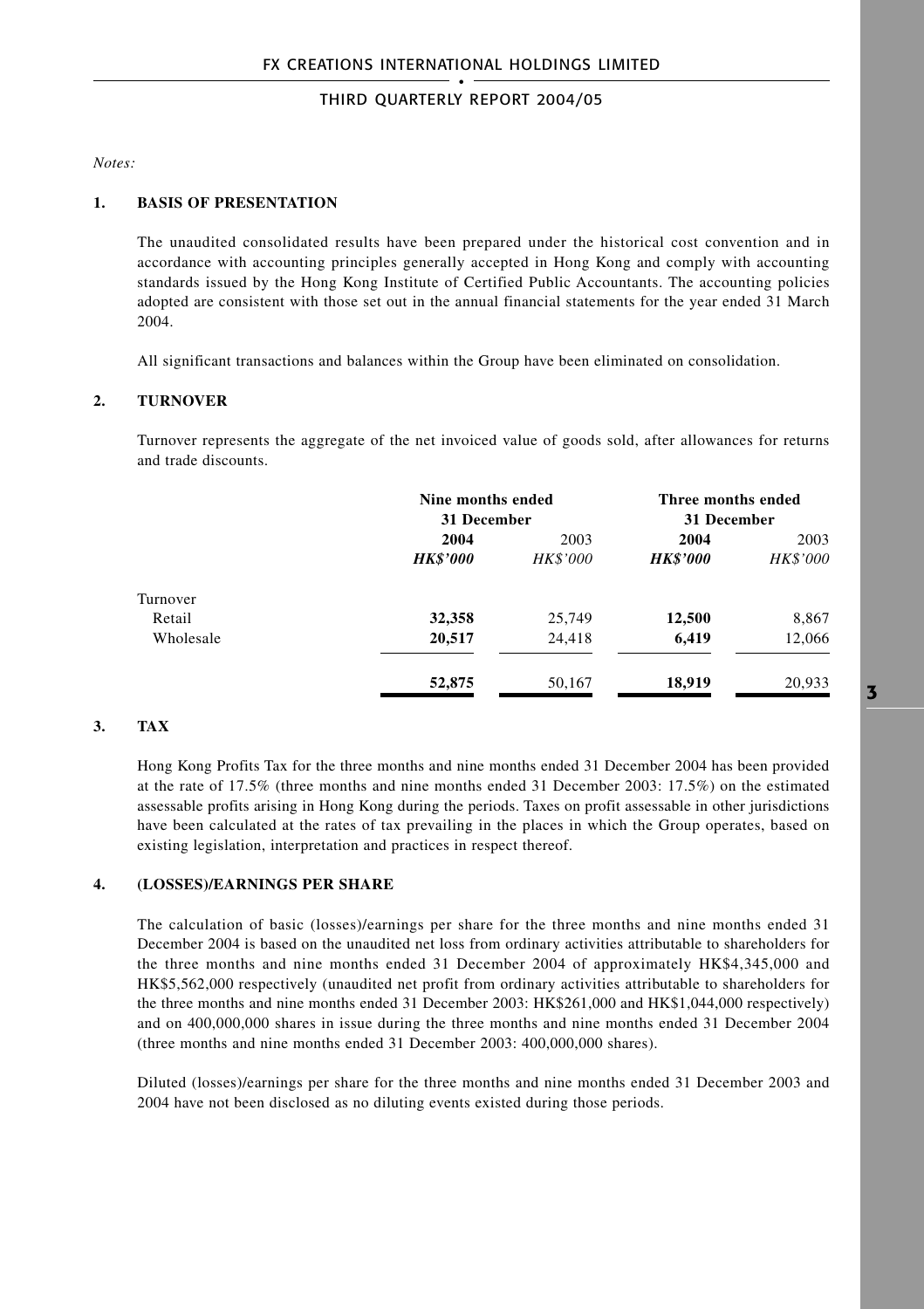*Notes:*

## 1. BASIS OF PRESENTATION

The unaudited consolidated results have been prepared under the historical cost convention and in accordance with accounting principles generally accepted in Hong Kong and comply with accounting standards issued by the Hong Kong Institute of Certified Public Accountants. The accounting policies adopted are consistent with those set out in the annual financial statements for the year ended 31 March 2004.

All significant transactions and balances within the Group have been eliminated on consolidation.

## 2. TURNOVER

Turnover represents the aggregate of the net invoiced value of goods sold, after allowances for returns and trade discounts.

| | Nine months ended 31 December | | Three months ended 31 December | |
|---|---|---|---|---|
| | **2004** | 2003 | **2004** | 2003 |
| | ***HK$'000*** | *HK$'000* | ***HK$'000*** | *HK$'000* |
| Turnover | | | | |
| Retail | **32,358** | 25,749 | **12,500** | 8,867 |
| Wholesale | **20,517** | 24,418 | **6,419** | 12,066 |
| | **52,875** | 50,167 | **18,919** | 20,933 |

## 3. TAX

Hong Kong Profits Tax for the three months and nine months ended 31 December 2004 has been provided at the rate of 17.5% (three months and nine months ended 31 December 2003: 17.5%) on the estimated assessable profits arising in Hong Kong during the periods. Taxes on profit assessable in other jurisdictions have been calculated at the rates of tax prevailing in the places in which the Group operates, based on existing legislation, interpretation and practices in respect thereof.

## 4. (LOSSES)/EARNINGS PER SHARE

The calculation of basic (losses)/earnings per share for the three months and nine months ended 31 December 2004 is based on the unaudited net loss from ordinary activities attributable to shareholders for the three months and nine months ended 31 December 2004 of approximately HK$4,345,000 and HK$5,562,000 respectively (unaudited net profit from ordinary activities attributable to shareholders for the three months and nine months ended 31 December 2003: HK$261,000 and HK$1,044,000 respectively) and on 400,000,000 shares in issue during the three months and nine months ended 31 December 2004 (three months and nine months ended 31 December 2003: 400,000,000 shares).

Diluted (losses)/earnings per share for the three months and nine months ended 31 December 2003 and 2004 have not been disclosed as no diluting events existed during those periods.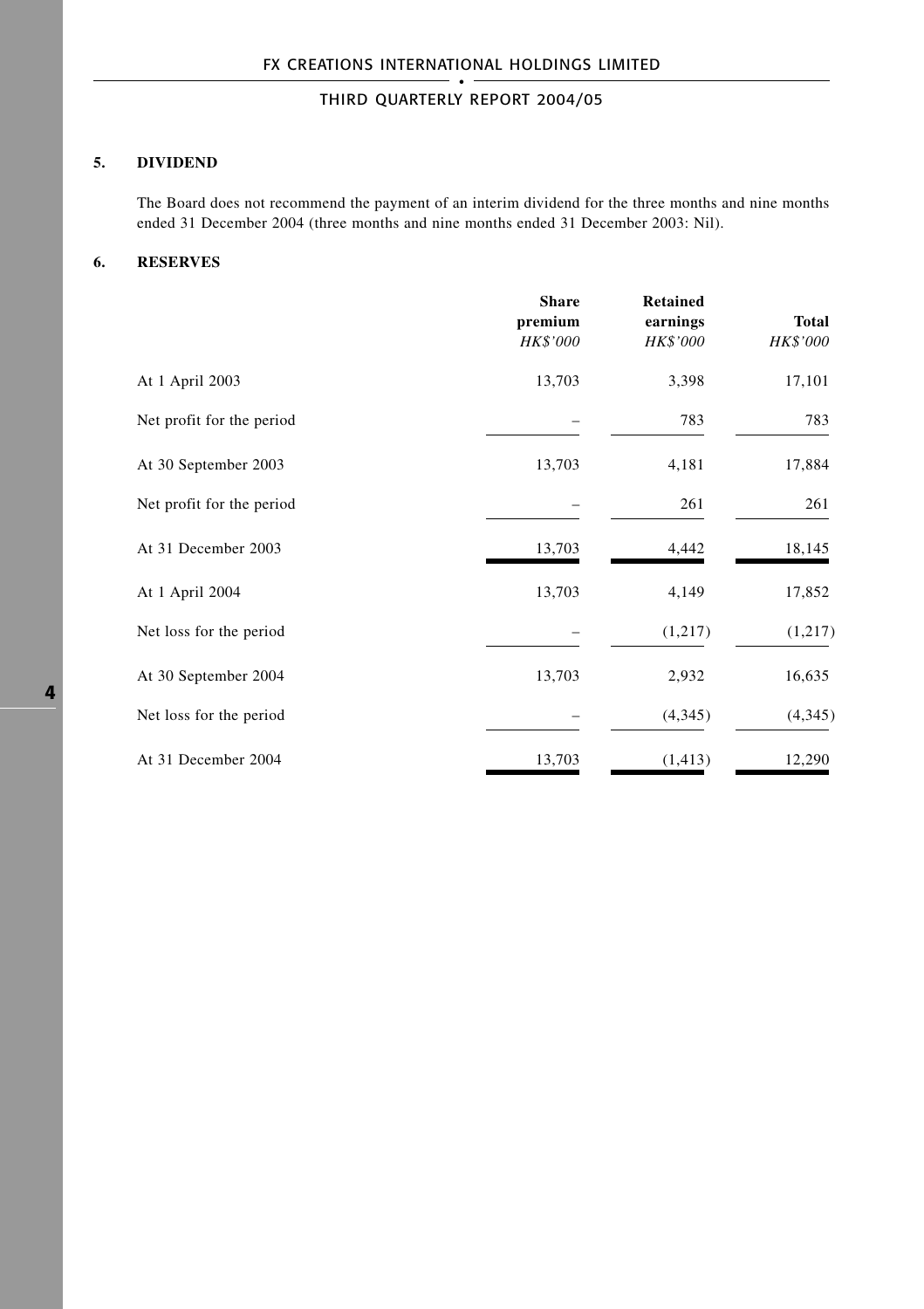## 5. DIVIDEND

The Board does not recommend the payment of an interim dividend for the three months and nine months ended 31 December 2004 (three months and nine months ended 31 December 2003: Nil).

## 6. RESERVES

| | Share premium | Retained earnings | Total |
|---|---|---|---|
| | *HK$'000* | *HK$'000* | *HK$'000* |
| At 1 April 2003 | 13,703 | 3,398 | 17,101 |
| Net profit for the period | – | 783 | 783 |
| At 30 September 2003 | 13,703 | 4,181 | 17,884 |
| Net profit for the period | – | 261 | 261 |
| At 31 December 2003 | 13,703 | 4,442 | 18,145 |
| At 1 April 2004 | 13,703 | 4,149 | 17,852 |
| Net loss for the period | – | (1,217) | (1,217) |
| At 30 September 2004 | 13,703 | 2,932 | 16,635 |
| Net loss for the period | – | (4,345) | (4,345) |
| At 31 December 2004 | 13,703 | (1,413) | 12,290 |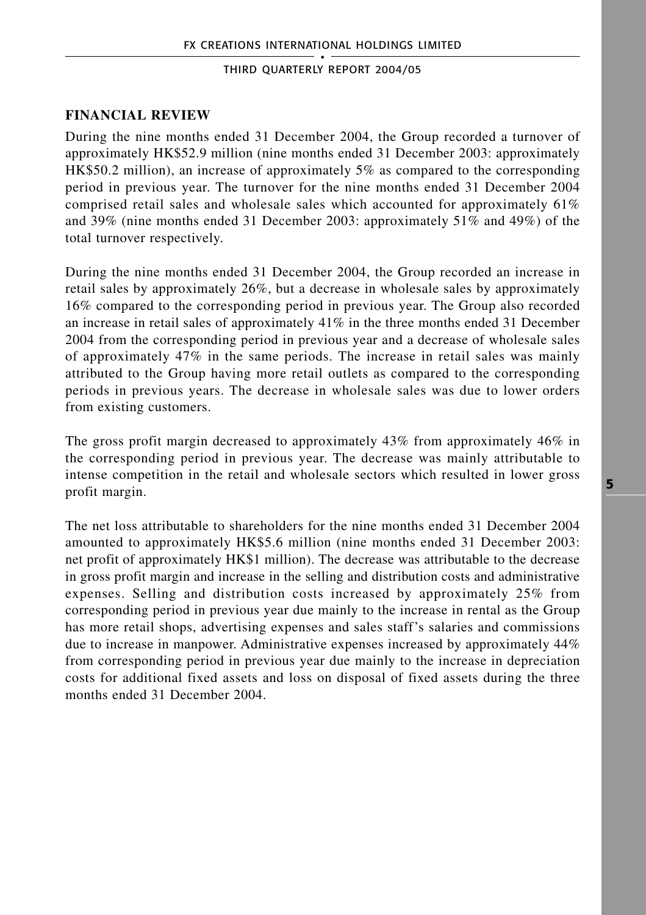## FINANCIAL REVIEW

During the nine months ended 31 December 2004, the Group recorded a turnover of approximately HK$52.9 million (nine months ended 31 December 2003: approximately HK$50.2 million), an increase of approximately 5% as compared to the corresponding period in previous year. The turnover for the nine months ended 31 December 2004 comprised retail sales and wholesale sales which accounted for approximately 61% and 39% (nine months ended 31 December 2003: approximately 51% and 49%) of the total turnover respectively.

During the nine months ended 31 December 2004, the Group recorded an increase in retail sales by approximately 26%, but a decrease in wholesale sales by approximately 16% compared to the corresponding period in previous year. The Group also recorded an increase in retail sales of approximately 41% in the three months ended 31 December 2004 from the corresponding period in previous year and a decrease of wholesale sales of approximately 47% in the same periods. The increase in retail sales was mainly attributed to the Group having more retail outlets as compared to the corresponding periods in previous years. The decrease in wholesale sales was due to lower orders from existing customers.

The gross profit margin decreased to approximately 43% from approximately 46% in the corresponding period in previous year. The decrease was mainly attributable to intense competition in the retail and wholesale sectors which resulted in lower gross profit margin.

The net loss attributable to shareholders for the nine months ended 31 December 2004 amounted to approximately HK$5.6 million (nine months ended 31 December 2003: net profit of approximately HK$1 million). The decrease was attributable to the decrease in gross profit margin and increase in the selling and distribution costs and administrative expenses. Selling and distribution costs increased by approximately 25% from corresponding period in previous year due mainly to the increase in rental as the Group has more retail shops, advertising expenses and sales staff's salaries and commissions due to increase in manpower. Administrative expenses increased by approximately 44% from corresponding period in previous year due mainly to the increase in depreciation costs for additional fixed assets and loss on disposal of fixed assets during the three months ended 31 December 2004.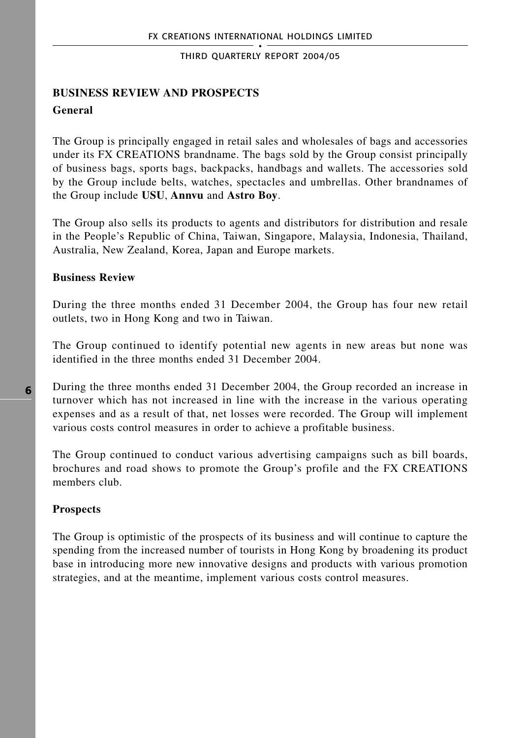## BUSINESS REVIEW AND PROSPECTS

### General

The Group is principally engaged in retail sales and wholesales of bags and accessories under its FX CREATIONS brandname. The bags sold by the Group consist principally of business bags, sports bags, backpacks, handbags and wallets. The accessories sold by the Group include belts, watches, spectacles and umbrellas. Other brandnames of the Group include **USU**, **Annvu** and **Astro Boy**.

The Group also sells its products to agents and distributors for distribution and resale in the People's Republic of China, Taiwan, Singapore, Malaysia, Indonesia, Thailand, Australia, New Zealand, Korea, Japan and Europe markets.

### Business Review

During the three months ended 31 December 2004, the Group has four new retail outlets, two in Hong Kong and two in Taiwan.

The Group continued to identify potential new agents in new areas but none was identified in the three months ended 31 December 2004.

During the three months ended 31 December 2004, the Group recorded an increase in turnover which has not increased in line with the increase in the various operating expenses and as a result of that, net losses were recorded. The Group will implement various costs control measures in order to achieve a profitable business.

The Group continued to conduct various advertising campaigns such as bill boards, brochures and road shows to promote the Group's profile and the FX CREATIONS members club.

### Prospects

The Group is optimistic of the prospects of its business and will continue to capture the spending from the increased number of tourists in Hong Kong by broadening its product base in introducing more new innovative designs and products with various promotion strategies, and at the meantime, implement various costs control measures.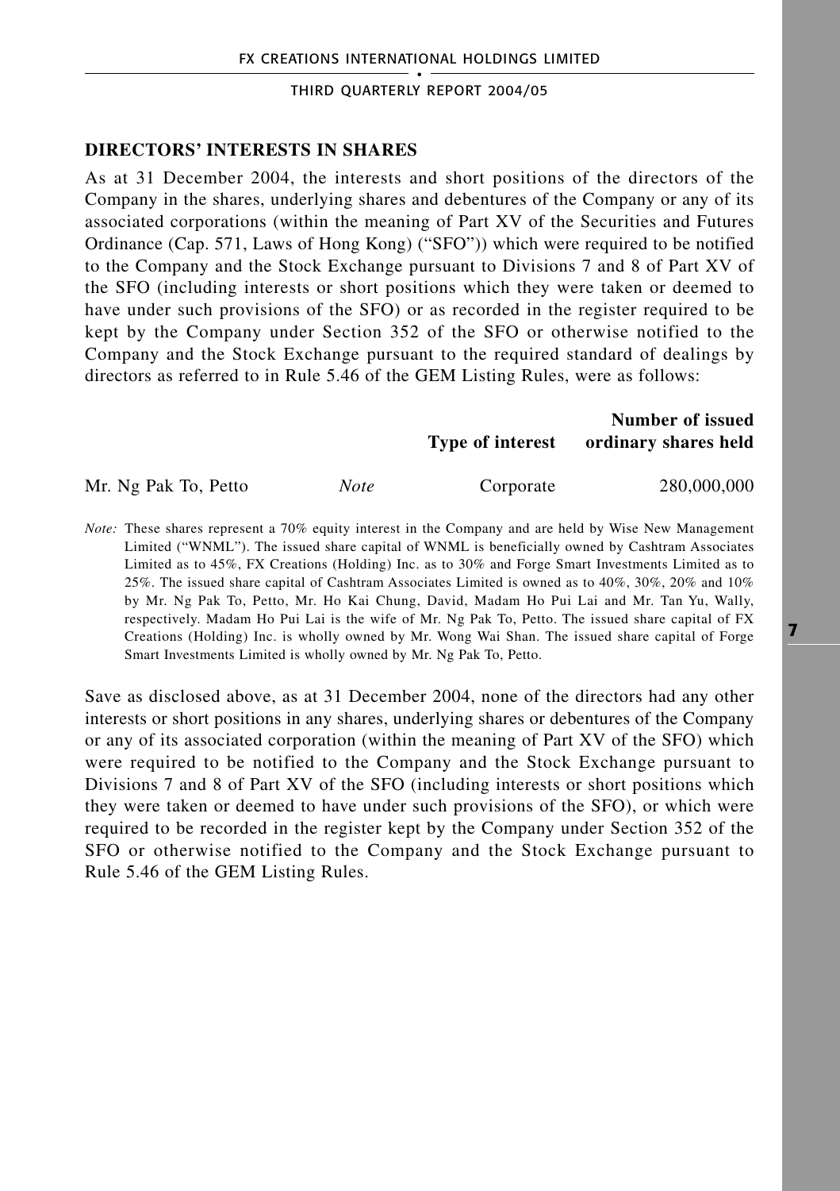## DIRECTORS' INTERESTS IN SHARES

As at 31 December 2004, the interests and short positions of the directors of the Company in the shares, underlying shares and debentures of the Company or any of its associated corporations (within the meaning of Part XV of the Securities and Futures Ordinance (Cap. 571, Laws of Hong Kong) ("SFO")) which were required to be notified to the Company and the Stock Exchange pursuant to Divisions 7 and 8 of Part XV of the SFO (including interests or short positions which they were taken or deemed to have under such provisions of the SFO) or as recorded in the register required to be kept by the Company under Section 352 of the SFO or otherwise notified to the Company and the Stock Exchange pursuant to the required standard of dealings by directors as referred to in Rule 5.46 of the GEM Listing Rules, were as follows:

| | | Type of interest | Number of issued ordinary shares held |
|---|---|---|---|
| Mr. Ng Pak To, Petto | *Note* | Corporate | 280,000,000 |

*Note:* These shares represent a 70% equity interest in the Company and are held by Wise New Management Limited ("WNML"). The issued share capital of WNML is beneficially owned by Cashtram Associates Limited as to 45%, FX Creations (Holding) Inc. as to 30% and Forge Smart Investments Limited as to 25%. The issued share capital of Cashtram Associates Limited is owned as to 40%, 30%, 20% and 10% by Mr. Ng Pak To, Petto, Mr. Ho Kai Chung, David, Madam Ho Pui Lai and Mr. Tan Yu, Wally, respectively. Madam Ho Pui Lai is the wife of Mr. Ng Pak To, Petto. The issued share capital of FX Creations (Holding) Inc. is wholly owned by Mr. Wong Wai Shan. The issued share capital of Forge Smart Investments Limited is wholly owned by Mr. Ng Pak To, Petto.

Save as disclosed above, as at 31 December 2004, none of the directors had any other interests or short positions in any shares, underlying shares or debentures of the Company or any of its associated corporation (within the meaning of Part XV of the SFO) which were required to be notified to the Company and the Stock Exchange pursuant to Divisions 7 and 8 of Part XV of the SFO (including interests or short positions which they were taken or deemed to have under such provisions of the SFO), or which were required to be recorded in the register kept by the Company under Section 352 of the SFO or otherwise notified to the Company and the Stock Exchange pursuant to Rule 5.46 of the GEM Listing Rules.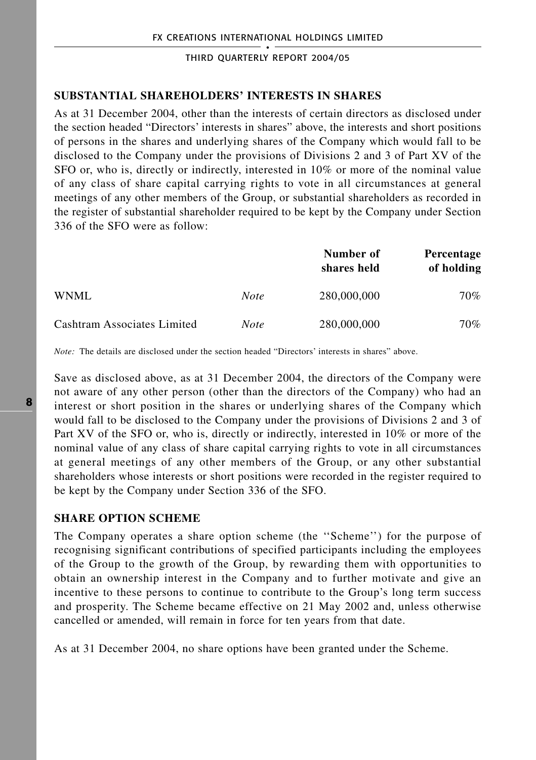## SUBSTANTIAL SHAREHOLDERS' INTERESTS IN SHARES

As at 31 December 2004, other than the interests of certain directors as disclosed under the section headed "Directors' interests in shares" above, the interests and short positions of persons in the shares and underlying shares of the Company which would fall to be disclosed to the Company under the provisions of Divisions 2 and 3 of Part XV of the SFO or, who is, directly or indirectly, interested in 10% or more of the nominal value of any class of share capital carrying rights to vote in all circumstances at general meetings of any other members of the Group, or substantial shareholders as recorded in the register of substantial shareholder required to be kept by the Company under Section 336 of the SFO were as follow:

| | | Number of shares held | Percentage of holding |
|---|---|---|---|
| WNML | *Note* | 280,000,000 | 70% |
| Cashtram Associates Limited | *Note* | 280,000,000 | 70% |

*Note:* The details are disclosed under the section headed "Directors' interests in shares" above.

Save as disclosed above, as at 31 December 2004, the directors of the Company were not aware of any other person (other than the directors of the Company) who had an interest or short position in the shares or underlying shares of the Company which would fall to be disclosed to the Company under the provisions of Divisions 2 and 3 of Part XV of the SFO or, who is, directly or indirectly, interested in 10% or more of the nominal value of any class of share capital carrying rights to vote in all circumstances at general meetings of any other members of the Group, or any other substantial shareholders whose interests or short positions were recorded in the register required to be kept by the Company under Section 336 of the SFO.

## SHARE OPTION SCHEME

The Company operates a share option scheme (the ''Scheme'') for the purpose of recognising significant contributions of specified participants including the employees of the Group to the growth of the Group, by rewarding them with opportunities to obtain an ownership interest in the Company and to further motivate and give an incentive to these persons to continue to contribute to the Group's long term success and prosperity. The Scheme became effective on 21 May 2002 and, unless otherwise cancelled or amended, will remain in force for ten years from that date.

As at 31 December 2004, no share options have been granted under the Scheme.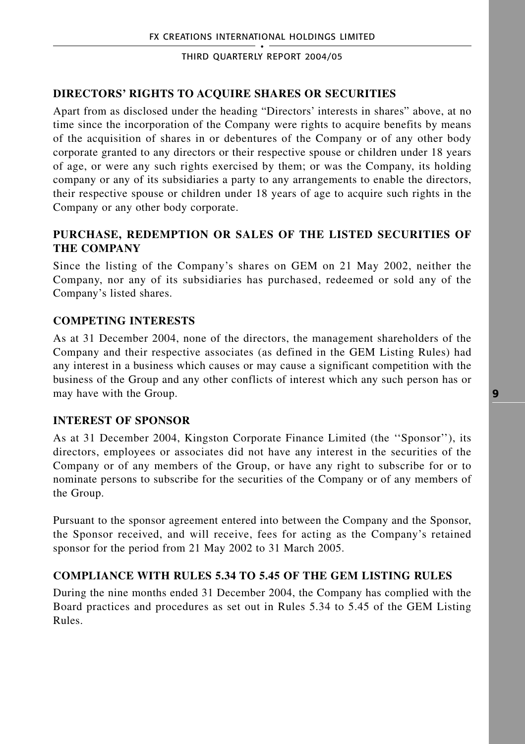## DIRECTORS' RIGHTS TO ACQUIRE SHARES OR SECURITIES

Apart from as disclosed under the heading "Directors' interests in shares" above, at no time since the incorporation of the Company were rights to acquire benefits by means of the acquisition of shares in or debentures of the Company or of any other body corporate granted to any directors or their respective spouse or children under 18 years of age, or were any such rights exercised by them; or was the Company, its holding company or any of its subsidiaries a party to any arrangements to enable the directors, their respective spouse or children under 18 years of age to acquire such rights in the Company or any other body corporate.

## PURCHASE, REDEMPTION OR SALES OF THE LISTED SECURITIES OF THE COMPANY

Since the listing of the Company's shares on GEM on 21 May 2002, neither the Company, nor any of its subsidiaries has purchased, redeemed or sold any of the Company's listed shares.

## COMPETING INTERESTS

As at 31 December 2004, none of the directors, the management shareholders of the Company and their respective associates (as defined in the GEM Listing Rules) had any interest in a business which causes or may cause a significant competition with the business of the Group and any other conflicts of interest which any such person has or may have with the Group.

## INTEREST OF SPONSOR

As at 31 December 2004, Kingston Corporate Finance Limited (the ''Sponsor''), its directors, employees or associates did not have any interest in the securities of the Company or of any members of the Group, or have any right to subscribe for or to nominate persons to subscribe for the securities of the Company or of any members of the Group.

Pursuant to the sponsor agreement entered into between the Company and the Sponsor, the Sponsor received, and will receive, fees for acting as the Company's retained sponsor for the period from 21 May 2002 to 31 March 2005.

## COMPLIANCE WITH RULES 5.34 TO 5.45 OF THE GEM LISTING RULES

During the nine months ended 31 December 2004, the Company has complied with the Board practices and procedures as set out in Rules 5.34 to 5.45 of the GEM Listing Rules.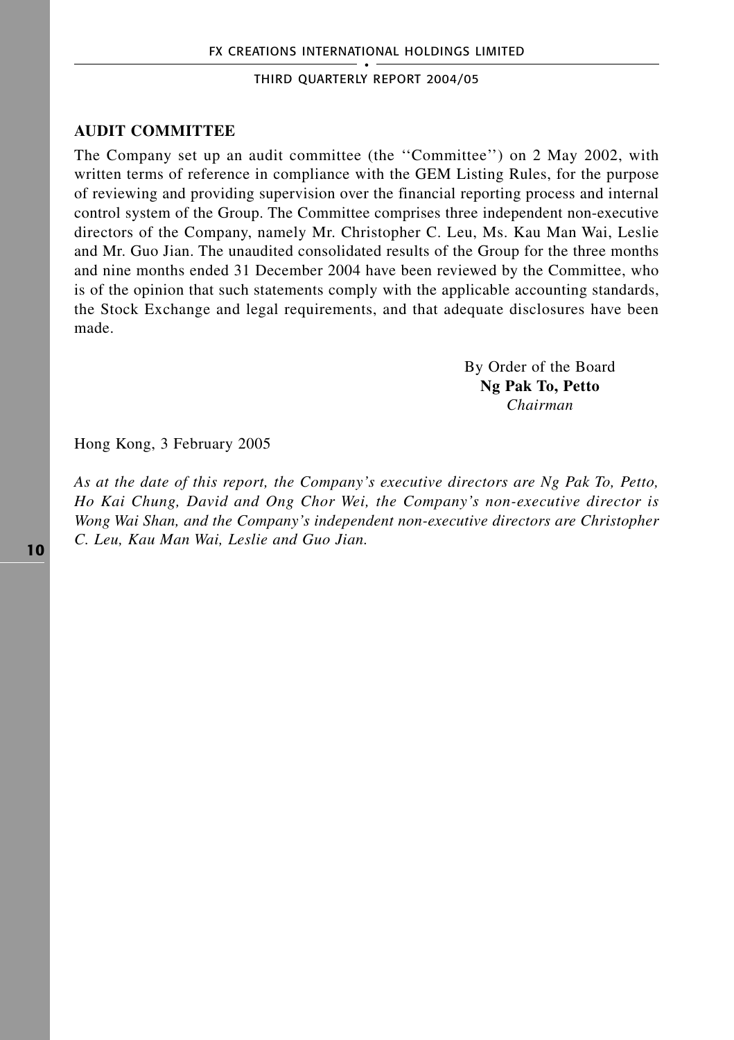**AUDIT COMMITTEE**

The Company set up an audit committee (the ''Committee'') on 2 May 2002, with written terms of reference in compliance with the GEM Listing Rules, for the purpose of reviewing and providing supervision over the financial reporting process and internal control system of the Group. The Committee comprises three independent non-executive directors of the Company, namely Mr. Christopher C. Leu, Ms. Kau Man Wai, Leslie and Mr. Guo Jian. The unaudited consolidated results of the Group for the three months and nine months ended 31 December 2004 have been reviewed by the Committee, who is of the opinion that such statements comply with the applicable accounting standards, the Stock Exchange and legal requirements, and that adequate disclosures have been made.

By Order of the Board
**Ng Pak To, Petto**
*Chairman*

Hong Kong, 3 February 2005

*As at the date of this report, the Company's executive directors are Ng Pak To, Petto, Ho Kai Chung, David and Ong Chor Wei, the Company's non-executive director is Wong Wai Shan, and the Company's independent non-executive directors are Christopher C. Leu, Kau Man Wai, Leslie and Guo Jian.*